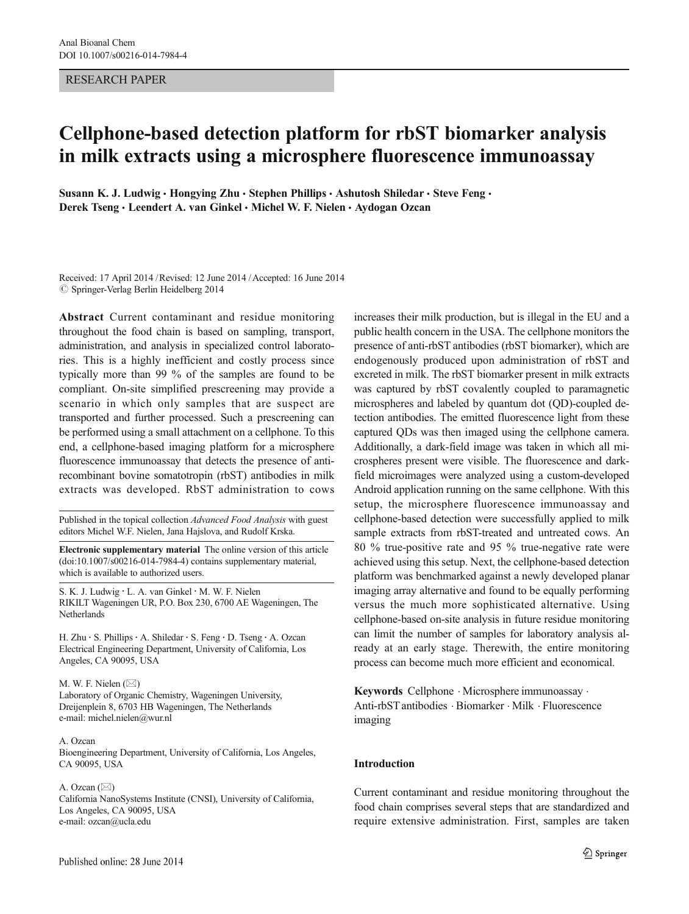RESEARCH PAPER

# Cellphone-based detection platform for rbST biomarker analysis in milk extracts using a microsphere fluorescence immunoassay

**Susann K. J. Ludwig · Hongying Zhu · Stephen Phillips · Ashutosh Shiledar · Steve Feng · Derek Tseng · Leendert A. van Ginkel · Michel W. F. Nielen · Aydogan Ozcan**

Received: 17 April 2014 / Revised: 12 June 2014 / Accepted: 16 June 2014
© Springer-Verlag Berlin Heidelberg 2014

**Abstract** Current contaminant and residue monitoring throughout the food chain is based on sampling, transport, administration, and analysis in specialized control laboratories. This is a highly inefficient and costly process since typically more than 99 % of the samples are found to be compliant. On-site simplified prescreening may provide a scenario in which only samples that are suspect are transported and further processed. Such a prescreening can be performed using a small attachment on a cellphone. To this end, a cellphone-based imaging platform for a microsphere fluorescence immunoassay that detects the presence of anti-recombinant bovine somatotropin (rbST) antibodies in milk extracts was developed. RbST administration to cows increases their milk production, but is illegal in the EU and a public health concern in the USA. The cellphone monitors the presence of anti-rbST antibodies (rbST biomarker), which are endogenously produced upon administration of rbST and excreted in milk. The rbST biomarker present in milk extracts was captured by rbST covalently coupled to paramagnetic microspheres and labeled by quantum dot (QD)-coupled detection antibodies. The emitted fluorescence light from these captured QDs was then imaged using the cellphone camera. Additionally, a dark-field image was taken in which all microspheres present were visible. The fluorescence and dark-field microimages were analyzed using a custom-developed Android application running on the same cellphone. With this setup, the microsphere fluorescence immunoassay and cellphone-based detection were successfully applied to milk sample extracts from rbST-treated and untreated cows. An 80 % true-positive rate and 95 % true-negative rate were achieved using this setup. Next, the cellphone-based detection platform was benchmarked against a newly developed planar imaging array alternative and found to be equally performing versus the much more sophisticated alternative. Using cellphone-based on-site analysis in future residue monitoring can limit the number of samples for laboratory analysis already at an early stage. Therewith, the entire monitoring process can become much more efficient and economical.

**Keywords** Cellphone · Microsphere immunoassay · Anti-rbST antibodies · Biomarker · Milk · Fluorescence imaging

Published in the topical collection *Advanced Food Analysis* with guest editors Michel W.F. Nielen, Jana Hajslova, and Rudolf Krska.

**Electronic supplementary material** The online version of this article (doi:10.1007/s00216-014-7984-4) contains supplementary material, which is available to authorized users.

S. K. J. Ludwig · L. A. van Ginkel · M. W. F. Nielen
RIKILT Wageningen UR, P.O. Box 230, 6700 AE Wageningen, The Netherlands

H. Zhu · S. Phillips · A. Shiledar · S. Feng · D. Tseng · A. Ozcan
Electrical Engineering Department, University of California, Los Angeles, CA 90095, USA

M. W. F. Nielen (✉)
Laboratory of Organic Chemistry, Wageningen University, Dreijenplein 8, 6703 HB Wageningen, The Netherlands
e-mail: michel.nielen@wur.nl

A. Ozcan
Bioengineering Department, University of California, Los Angeles, CA 90095, USA

A. Ozcan (✉)
California NanoSystems Institute (CNSI), University of California, Los Angeles, CA 90095, USA
e-mail: ozcan@ucla.edu

## Introduction

Current contaminant and residue monitoring throughout the food chain comprises several steps that are standardized and require extensive administration. First, samples are taken

Published online: 28 June 2014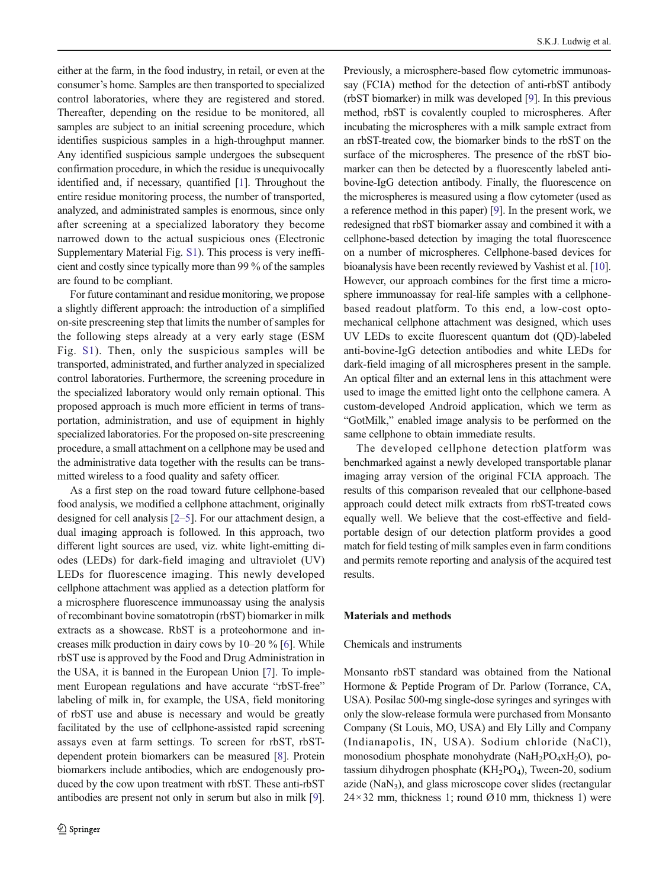either at the farm, in the food industry, in retail, or even at the consumer's home. Samples are then transported to specialized control laboratories, where they are registered and stored. Thereafter, depending on the residue to be monitored, all samples are subject to an initial screening procedure, which identifies suspicious samples in a high-throughput manner. Any identified suspicious sample undergoes the subsequent confirmation procedure, in which the residue is unequivocally identified and, if necessary, quantified [1]. Throughout the entire residue monitoring process, the number of transported, analyzed, and administrated samples is enormous, since only after screening at a specialized laboratory they become narrowed down to the actual suspicious ones (Electronic Supplementary Material Fig. S1). This process is very inefficient and costly since typically more than 99 % of the samples are found to be compliant.

For future contaminant and residue monitoring, we propose a slightly different approach: the introduction of a simplified on-site prescreening step that limits the number of samples for the following steps already at a very early stage (ESM Fig. S1). Then, only the suspicious samples will be transported, administrated, and further analyzed in specialized control laboratories. Furthermore, the screening procedure in the specialized laboratory would only remain optional. This proposed approach is much more efficient in terms of transportation, administration, and use of equipment in highly specialized laboratories. For the proposed on-site prescreening procedure, a small attachment on a cellphone may be used and the administrative data together with the results can be transmitted wireless to a food quality and safety officer.

As a first step on the road toward future cellphone-based food analysis, we modified a cellphone attachment, originally designed for cell analysis [2–5]. For our attachment design, a dual imaging approach is followed. In this approach, two different light sources are used, viz. white light-emitting diodes (LEDs) for dark-field imaging and ultraviolet (UV) LEDs for fluorescence imaging. This newly developed cellphone attachment was applied as a detection platform for a microsphere fluorescence immunoassay using the analysis of recombinant bovine somatotropin (rbST) biomarker in milk extracts as a showcase. RbST is a proteohormone and increases milk production in dairy cows by 10–20 % [6]. While rbST use is approved by the Food and Drug Administration in the USA, it is banned in the European Union [7]. To implement European regulations and have accurate "rbST-free" labeling of milk in, for example, the USA, field monitoring of rbST use and abuse is necessary and would be greatly facilitated by the use of cellphone-assisted rapid screening assays even at farm settings. To screen for rbST, rbST-dependent protein biomarkers can be measured [8]. Protein biomarkers include antibodies, which are endogenously produced by the cow upon treatment with rbST. These anti-rbST antibodies are present not only in serum but also in milk [9].

Previously, a microsphere-based flow cytometric immunoassay (FCIA) method for the detection of anti-rbST antibody (rbST biomarker) in milk was developed [9]. In this previous method, rbST is covalently coupled to microspheres. After incubating the microspheres with a milk sample extract from an rbST-treated cow, the biomarker binds to the rbST on the surface of the microspheres. The presence of the rbST biomarker can then be detected by a fluorescently labeled anti-bovine-IgG detection antibody. Finally, the fluorescence on the microspheres is measured using a flow cytometer (used as a reference method in this paper) [9]. In the present work, we redesigned that rbST biomarker assay and combined it with a cellphone-based detection by imaging the total fluorescence on a number of microspheres. Cellphone-based devices for bioanalysis have been recently reviewed by Vashist et al. [10]. However, our approach combines for the first time a microsphere immunoassay for real-life samples with a cellphone-based readout platform. To this end, a low-cost opto-mechanical cellphone attachment was designed, which uses UV LEDs to excite fluorescent quantum dot (QD)-labeled anti-bovine-IgG detection antibodies and white LEDs for dark-field imaging of all microspheres present in the sample. An optical filter and an external lens in this attachment were used to image the emitted light onto the cellphone camera. A custom-developed Android application, which we term as "GotMilk," enabled image analysis to be performed on the same cellphone to obtain immediate results.

The developed cellphone detection platform was benchmarked against a newly developed transportable planar imaging array version of the original FCIA approach. The results of this comparison revealed that our cellphone-based approach could detect milk extracts from rbST-treated cows equally well. We believe that the cost-effective and field-portable design of our detection platform provides a good match for field testing of milk samples even in farm conditions and permits remote reporting and analysis of the acquired test results.

## Materials and methods

### Chemicals and instruments

Monsanto rbST standard was obtained from the National Hormone & Peptide Program of Dr. Parlow (Torrance, CA, USA). Posilac 500-mg single-dose syringes and syringes with only the slow-release formula were purchased from Monsanto Company (St Louis, MO, USA) and Ely Lilly and Company (Indianapolis, IN, USA). Sodium chloride (NaCl), monosodium phosphate monohydrate ($NaH_2PO_4xH_2O$), potassium dihydrogen phosphate ($KH_2PO_4$), Tween-20, sodium azide ($NaN_3$), and glass microscope cover slides (rectangular 24×32 mm, thickness 1; round Ø10 mm, thickness 1) were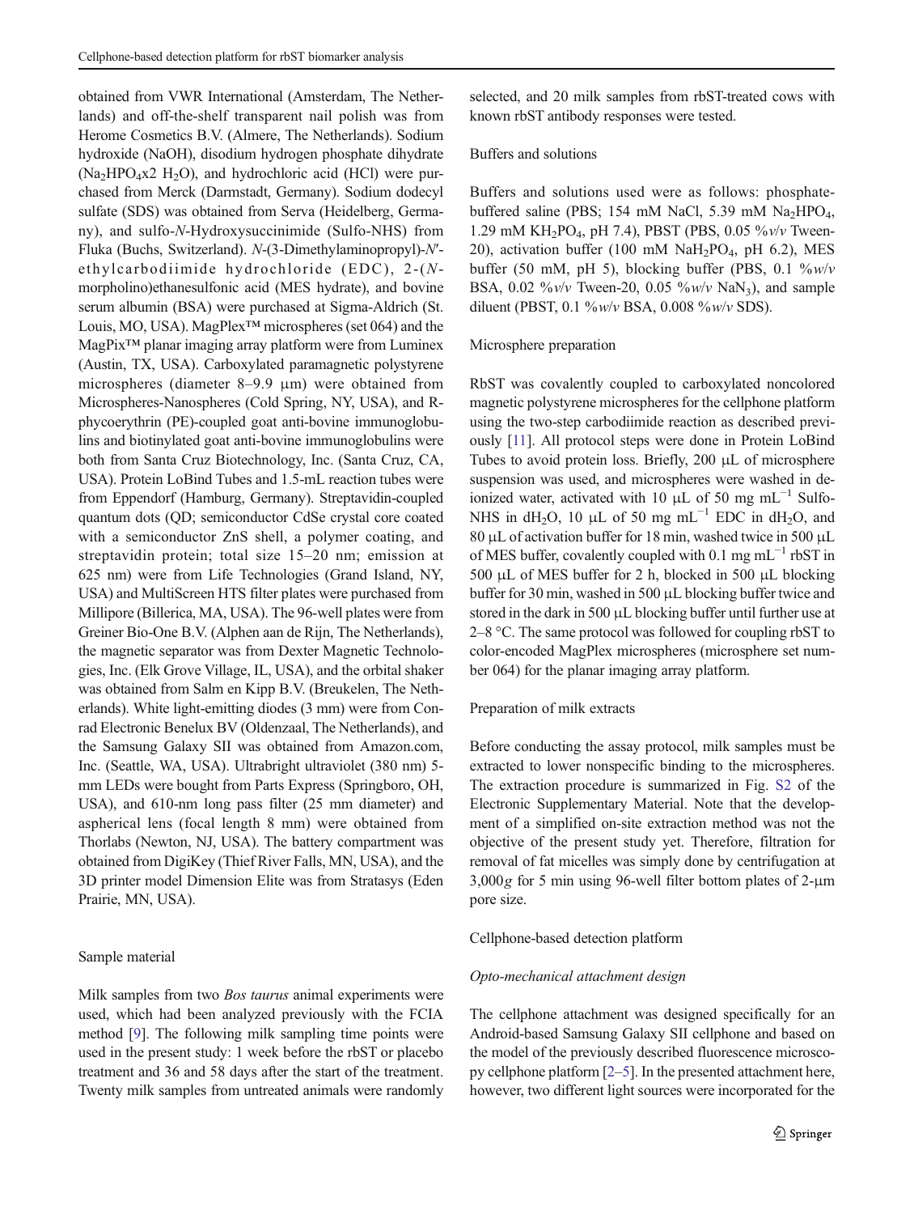obtained from VWR International (Amsterdam, The Netherlands) and off-the-shelf transparent nail polish was from Herome Cosmetics B.V. (Almere, The Netherlands). Sodium hydroxide (NaOH), disodium hydrogen phosphate dihydrate ($Na_2HPO_4$x2 $H_2O$), and hydrochloric acid (HCl) were purchased from Merck (Darmstadt, Germany). Sodium dodecyl sulfate (SDS) was obtained from Serva (Heidelberg, Germany), and sulfo-*N*-Hydroxysuccinimide (Sulfo-NHS) from Fluka (Buchs, Switzerland). *N*-(3-Dimethylaminopropyl)-*N*′-ethylcarbodiimide hydrochloride (EDC), 2-(*N*-morpholino)ethanesulfonic acid (MES hydrate), and bovine serum albumin (BSA) were purchased at Sigma-Aldrich (St. Louis, MO, USA). MagPlex™ microspheres (set 064) and the MagPix™ planar imaging array platform were from Luminex (Austin, TX, USA). Carboxylated paramagnetic polystyrene microspheres (diameter 8–9.9 μm) were obtained from Microspheres-Nanospheres (Cold Spring, NY, USA), and R-phycoerythrin (PE)-coupled goat anti-bovine immunoglobulins and biotinylated goat anti-bovine immunoglobulins were both from Santa Cruz Biotechnology, Inc. (Santa Cruz, CA, USA). Protein LoBind Tubes and 1.5-mL reaction tubes were from Eppendorf (Hamburg, Germany). Streptavidin-coupled quantum dots (QD; semiconductor CdSe crystal core coated with a semiconductor ZnS shell, a polymer coating, and streptavidin protein; total size 15–20 nm; emission at 625 nm) were from Life Technologies (Grand Island, NY, USA) and MultiScreen HTS filter plates were purchased from Millipore (Billerica, MA, USA). The 96-well plates were from Greiner Bio-One B.V. (Alphen aan de Rijn, The Netherlands), the magnetic separator was from Dexter Magnetic Technologies, Inc. (Elk Grove Village, IL, USA), and the orbital shaker was obtained from Salm en Kipp B.V. (Breukelen, The Netherlands). White light-emitting diodes (3 mm) were from Conrad Electronic Benelux BV (Oldenzaal, The Netherlands), and the Samsung Galaxy SII was obtained from Amazon.com, Inc. (Seattle, WA, USA). Ultrabright ultraviolet (380 nm) 5-mm LEDs were bought from Parts Express (Springboro, OH, USA), and 610-nm long pass filter (25 mm diameter) and aspherical lens (focal length 8 mm) were obtained from Thorlabs (Newton, NJ, USA). The battery compartment was obtained from DigiKey (Thief River Falls, MN, USA), and the 3D printer model Dimension Elite was from Stratasys (Eden Prairie, MN, USA).

## Sample material

Milk samples from two *Bos taurus* animal experiments were used, which had been analyzed previously with the FCIA method [9]. The following milk sampling time points were used in the present study: 1 week before the rbST or placebo treatment and 36 and 58 days after the start of the treatment. Twenty milk samples from untreated animals were randomly selected, and 20 milk samples from rbST-treated cows with known rbST antibody responses were tested.

## Buffers and solutions

Buffers and solutions used were as follows: phosphate-buffered saline (PBS; 154 mM NaCl, 5.39 mM $Na_2HPO_4$, 1.29 mM $KH_2PO_4$, pH 7.4), PBST (PBS, 0.05 %*v*/*v* Tween-20), activation buffer (100 mM $NaH_2PO_4$, pH 6.2), MES buffer (50 mM, pH 5), blocking buffer (PBS, 0.1 %*w*/*v* BSA, 0.02 %*v*/*v* Tween-20, 0.05 %*w*/*v* $NaN_3$), and sample diluent (PBST, 0.1 %*w*/*v* BSA, 0.008 %*w*/*v* SDS).

## Microsphere preparation

RbST was covalently coupled to carboxylated noncolored magnetic polystyrene microspheres for the cellphone platform using the two-step carbodiimide reaction as described previously [11]. All protocol steps were done in Protein LoBind Tubes to avoid protein loss. Briefly, 200 μL of microsphere suspension was used, and microspheres were washed in deionized water, activated with 10 μL of 50 mg $mL^{-1}$ Sulfo-NHS in $dH_2O$, 10 μL of 50 mg $mL^{-1}$ EDC in $dH_2O$, and 80 μL of activation buffer for 18 min, washed twice in 500 μL of MES buffer, covalently coupled with 0.1 mg $mL^{-1}$ rbST in 500 μL of MES buffer for 2 h, blocked in 500 μL blocking buffer for 30 min, washed in 500 μL blocking buffer twice and stored in the dark in 500 μL blocking buffer until further use at 2–8 °C. The same protocol was followed for coupling rbST to color-encoded MagPlex microspheres (microsphere set number 064) for the planar imaging array platform.

## Preparation of milk extracts

Before conducting the assay protocol, milk samples must be extracted to lower nonspecific binding to the microspheres. The extraction procedure is summarized in Fig. S2 of the Electronic Supplementary Material. Note that the development of a simplified on-site extraction method was not the objective of the present study yet. Therefore, filtration for removal of fat micelles was simply done by centrifugation at 3,000*g* for 5 min using 96-well filter bottom plates of 2-μm pore size.

## Cellphone-based detection platform

### *Opto-mechanical attachment design*

The cellphone attachment was designed specifically for an Android-based Samsung Galaxy SII cellphone and based on the model of the previously described fluorescence microscopy cellphone platform [2–5]. In the presented attachment here, however, two different light sources were incorporated for the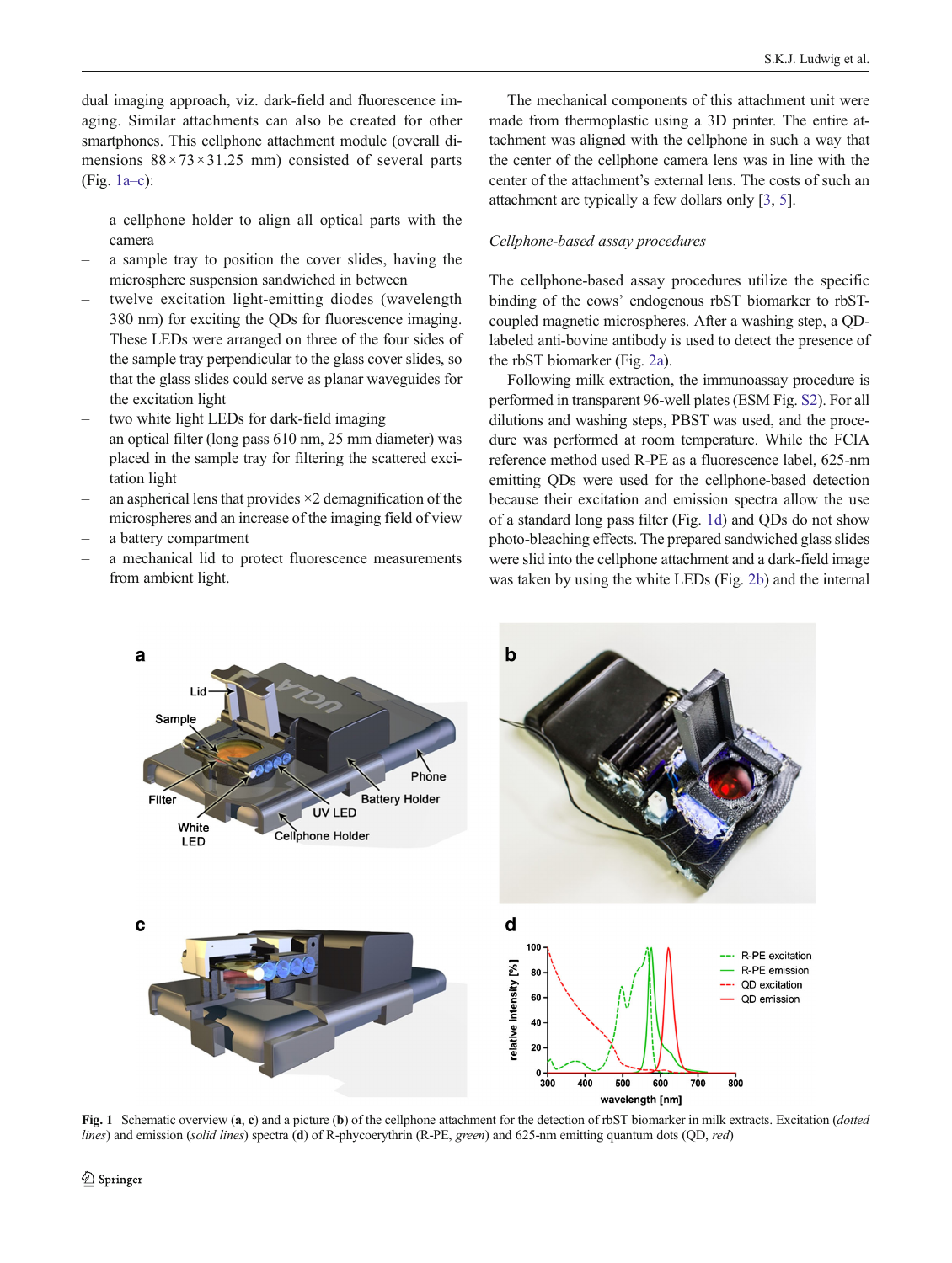dual imaging approach, viz. dark-field and fluorescence imaging. Similar attachments can also be created for other smartphones. This cellphone attachment module (overall dimensions 88 × 73 × 31.25 mm) consisted of several parts (Fig. 1a–c):

- a cellphone holder to align all optical parts with the camera
- a sample tray to position the cover slides, having the microsphere suspension sandwiched in between
- twelve excitation light-emitting diodes (wavelength 380 nm) for exciting the QDs for fluorescence imaging. These LEDs were arranged on three of the four sides of the sample tray perpendicular to the glass cover slides, so that the glass slides could serve as planar waveguides for the excitation light
- two white light LEDs for dark-field imaging
- an optical filter (long pass 610 nm, 25 mm diameter) was placed in the sample tray for filtering the scattered excitation light
- an aspherical lens that provides ×2 demagnification of the microspheres and an increase of the imaging field of view
- a battery compartment
- a mechanical lid to protect fluorescence measurements from ambient light.

The mechanical components of this attachment unit were made from thermoplastic using a 3D printer. The entire attachment was aligned with the cellphone in such a way that the center of the cellphone camera lens was in line with the center of the attachment's external lens. The costs of such an attachment are typically a few dollars only [3, 5].

*Cellphone-based assay procedures*

The cellphone-based assay procedures utilize the specific binding of the cows' endogenous rbST biomarker to rbST-coupled magnetic microspheres. After a washing step, a QD-labeled anti-bovine antibody is used to detect the presence of the rbST biomarker (Fig. 2a).

Following milk extraction, the immunoassay procedure is performed in transparent 96-well plates (ESM Fig. S2). For all dilutions and washing steps, PBST was used, and the procedure was performed at room temperature. While the FCIA reference method used R-PE as a fluorescence label, 625-nm emitting QDs were used for the cellphone-based detection because their excitation and emission spectra allow the use of a standard long pass filter (Fig. 1d) and QDs do not show photo-bleaching effects. The prepared sandwiched glass slides were slid into the cellphone attachment and a dark-field image was taken by using the white LEDs (Fig. 2b) and the internal

**Fig. 1** Schematic overview (**a**, **c**) and a picture (**b**) of the cellphone attachment for the detection of rbST biomarker in milk extracts. Excitation (*dotted lines*) and emission (*solid lines*) spectra (**d**) of R-phycoerythrin (R-PE, *green*) and 625-nm emitting quantum dots (QD, *red*)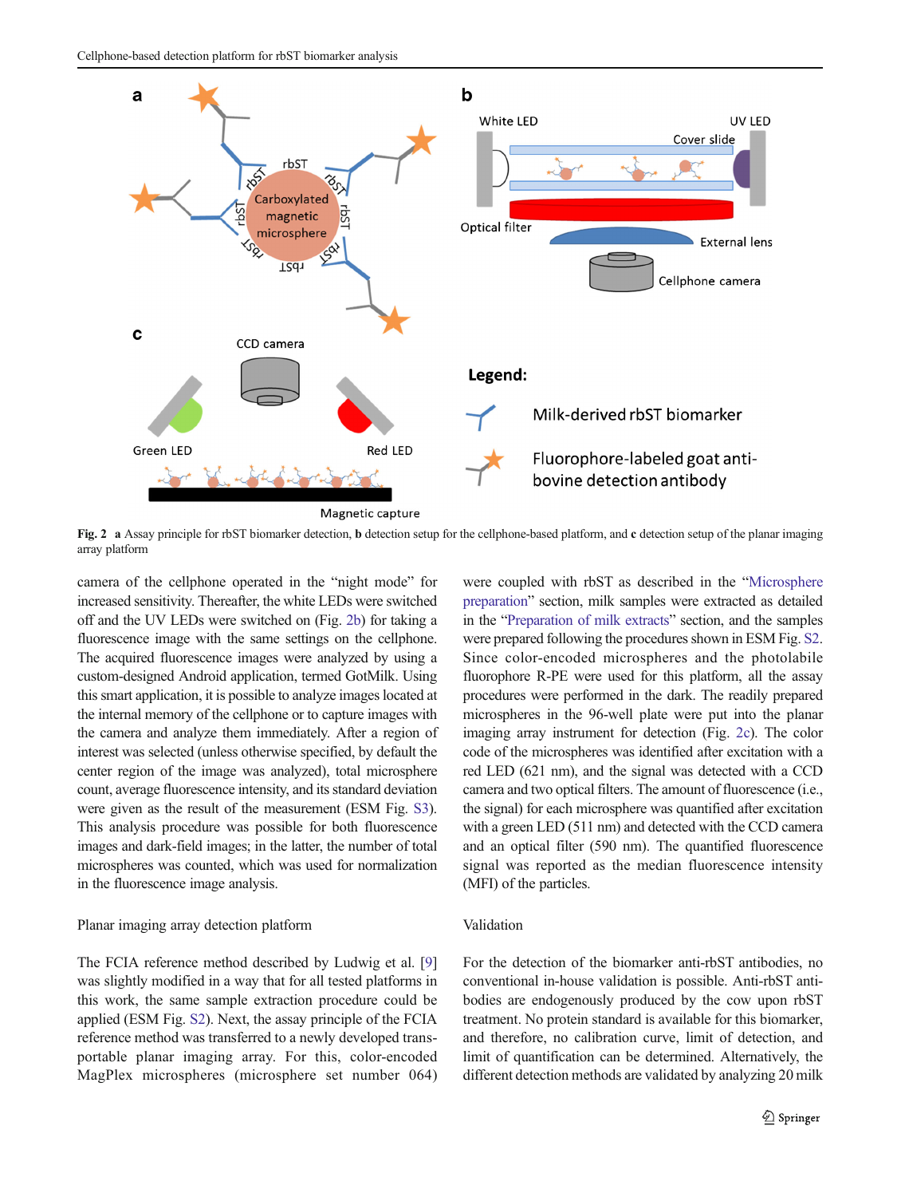Fig. 2 **a** Assay principle for rbST biomarker detection, **b** detection setup for the cellphone-based platform, and **c** detection setup of the planar imaging array platform

camera of the cellphone operated in the "night mode" for increased sensitivity. Thereafter, the white LEDs were switched off and the UV LEDs were switched on (Fig. 2b) for taking a fluorescence image with the same settings on the cellphone. The acquired fluorescence images were analyzed by using a custom-designed Android application, termed GotMilk. Using this smart application, it is possible to analyze images located at the internal memory of the cellphone or to capture images with the camera and analyze them immediately. After a region of interest was selected (unless otherwise specified, by default the center region of the image was analyzed), total microsphere count, average fluorescence intensity, and its standard deviation were given as the result of the measurement (ESM Fig. S3). This analysis procedure was possible for both fluorescence images and dark-field images; in the latter, the number of total microspheres was counted, which was used for normalization in the fluorescence image analysis.

### Planar imaging array detection platform

The FCIA reference method described by Ludwig et al. [9] was slightly modified in a way that for all tested platforms in this work, the same sample extraction procedure could be applied (ESM Fig. S2). Next, the assay principle of the FCIA reference method was transferred to a newly developed transportable planar imaging array. For this, color-encoded MagPlex microspheres (microsphere set number 064) were coupled with rbST as described in the "Microsphere preparation" section, milk samples were extracted as detailed in the "Preparation of milk extracts" section, and the samples were prepared following the procedures shown in ESM Fig. S2. Since color-encoded microspheres and the photolabile fluorophore R-PE were used for this platform, all the assay procedures were performed in the dark. The readily prepared microspheres in the 96-well plate were put into the planar imaging array instrument for detection (Fig. 2c). The color code of the microspheres was identified after excitation with a red LED (621 nm), and the signal was detected with a CCD camera and two optical filters. The amount of fluorescence (i.e., the signal) for each microsphere was quantified after excitation with a green LED (511 nm) and detected with the CCD camera and an optical filter (590 nm). The quantified fluorescence signal was reported as the median fluorescence intensity (MFI) of the particles.

### Validation

For the detection of the biomarker anti-rbST antibodies, no conventional in-house validation is possible. Anti-rbST antibodies are endogenously produced by the cow upon rbST treatment. No protein standard is available for this biomarker, and therefore, no calibration curve, limit of detection, and limit of quantification can be determined. Alternatively, the different detection methods are validated by analyzing 20 milk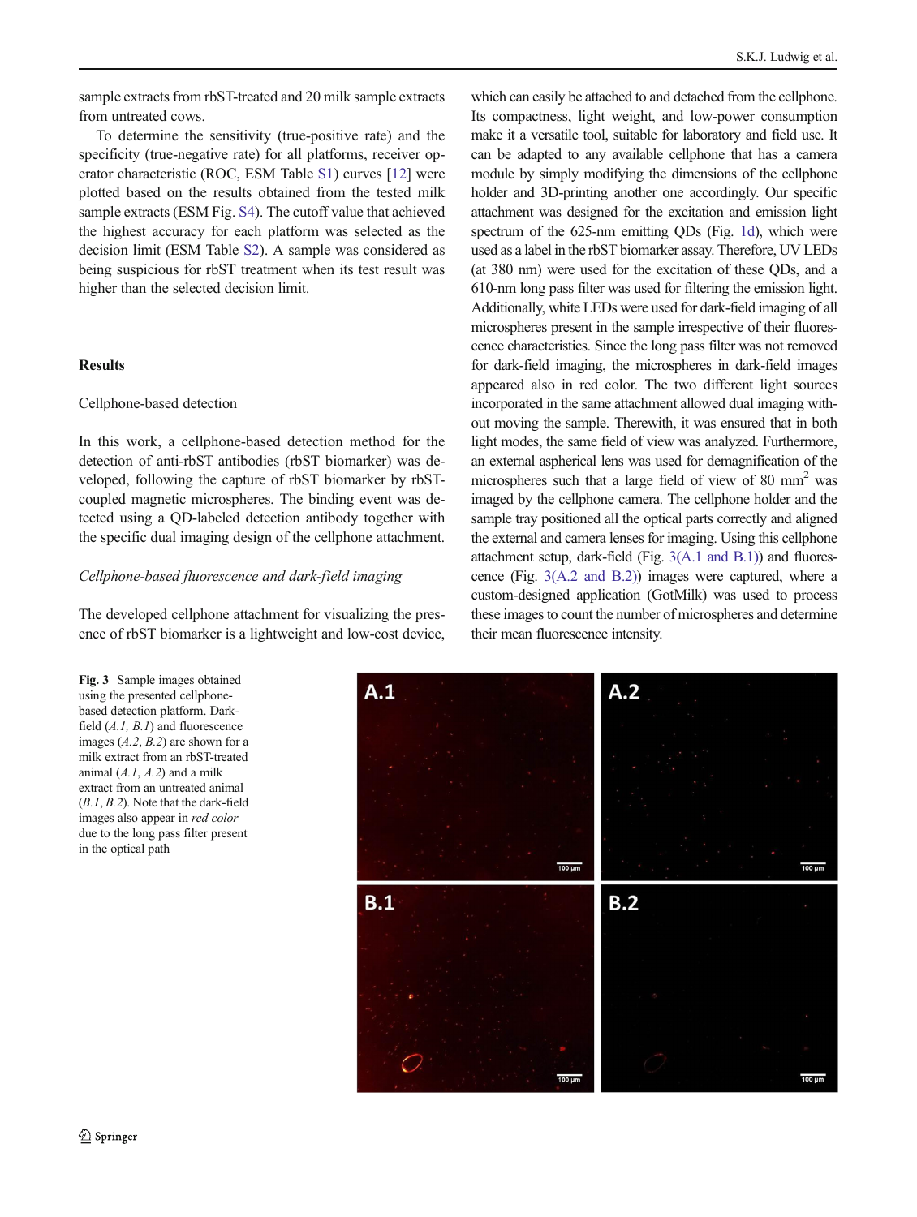sample extracts from rbST-treated and 20 milk sample extracts from untreated cows.

To determine the sensitivity (true-positive rate) and the specificity (true-negative rate) for all platforms, receiver operator characteristic (ROC, ESM Table S1) curves [12] were plotted based on the results obtained from the tested milk sample extracts (ESM Fig. S4). The cutoff value that achieved the highest accuracy for each platform was selected as the decision limit (ESM Table S2). A sample was considered as being suspicious for rbST treatment when its test result was higher than the selected decision limit.

## Results

### Cellphone-based detection

In this work, a cellphone-based detection method for the detection of anti-rbST antibodies (rbST biomarker) was developed, following the capture of rbST biomarker by rbST-coupled magnetic microspheres. The binding event was detected using a QD-labeled detection antibody together with the specific dual imaging design of the cellphone attachment.

#### *Cellphone-based fluorescence and dark-field imaging*

The developed cellphone attachment for visualizing the presence of rbST biomarker is a lightweight and low-cost device, which can easily be attached to and detached from the cellphone. Its compactness, light weight, and low-power consumption make it a versatile tool, suitable for laboratory and field use. It can be adapted to any available cellphone that has a camera module by simply modifying the dimensions of the cellphone holder and 3D-printing another one accordingly. Our specific attachment was designed for the excitation and emission light spectrum of the 625-nm emitting QDs (Fig. 1d), which were used as a label in the rbST biomarker assay. Therefore, UV LEDs (at 380 nm) were used for the excitation of these QDs, and a 610-nm long pass filter was used for filtering the emission light. Additionally, white LEDs were used for dark-field imaging of all microspheres present in the sample irrespective of their fluorescence characteristics. Since the long pass filter was not removed for dark-field imaging, the microspheres in dark-field images appeared also in red color. The two different light sources incorporated in the same attachment allowed dual imaging without moving the sample. Therewith, it was ensured that in both light modes, the same field of view was analyzed. Furthermore, an external aspherical lens was used for demagnification of the microspheres such that a large field of view of 80 mm$^2$ was imaged by the cellphone camera. The cellphone holder and the sample tray positioned all the optical parts correctly and aligned the external and camera lenses for imaging. Using this cellphone attachment setup, dark-field (Fig. 3(A.1 and B.1)) and fluorescence (Fig. 3(A.2 and B.2)) images were captured, where a custom-designed application (GotMilk) was used to process these images to count the number of microspheres and determine their mean fluorescence intensity.

**Fig. 3** Sample images obtained using the presented cellphone-based detection platform. Dark-field (*A.1, B.1*) and fluorescence images (*A.2*, *B.2*) are shown for a milk extract from an rbST-treated animal (*A.1*, *A.2*) and a milk extract from an untreated animal (*B.1*, *B.2*). Note that the dark-field images also appear in *red color* due to the long pass filter present in the optical path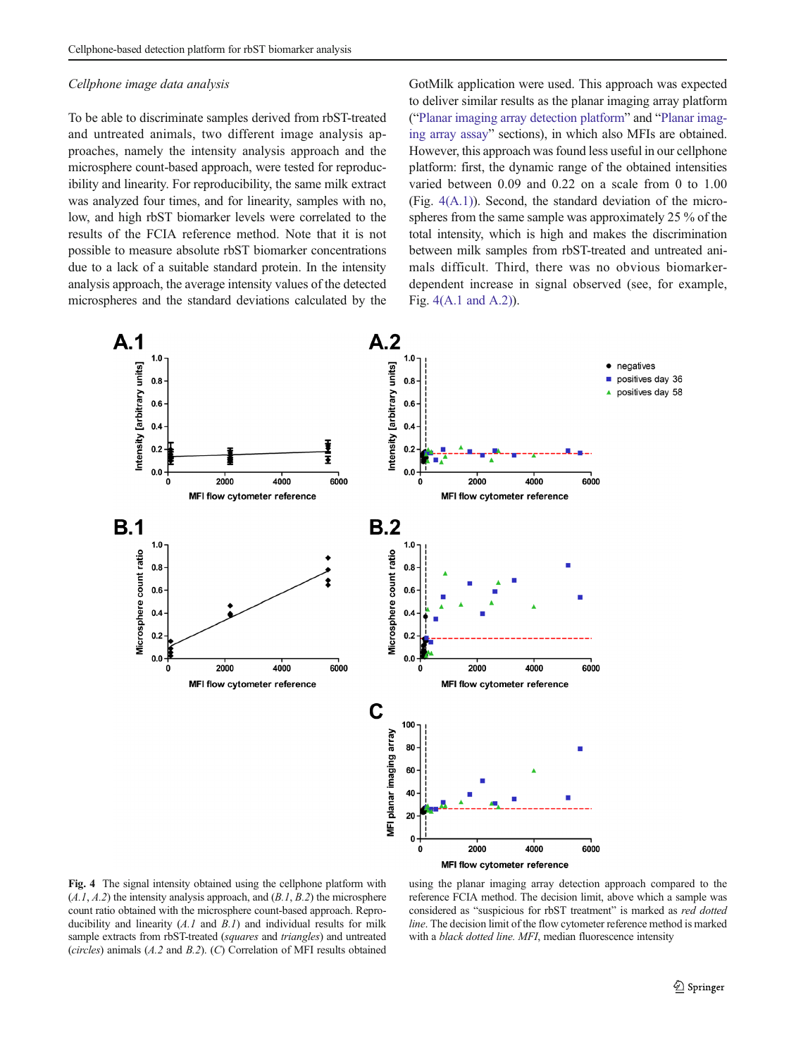*Cellphone image data analysis*

To be able to discriminate samples derived from rbST-treated and untreated animals, two different image analysis approaches, namely the intensity analysis approach and the microsphere count-based approach, were tested for reproducibility and linearity. For reproducibility, the same milk extract was analyzed four times, and for linearity, samples with no, low, and high rbST biomarker levels were correlated to the results of the FCIA reference method. Note that it is not possible to measure absolute rbST biomarker concentrations due to a lack of a suitable standard protein. In the intensity analysis approach, the average intensity values of the detected microspheres and the standard deviations calculated by the GotMilk application were used. This approach was expected to deliver similar results as the planar imaging array platform ("Planar imaging array detection platform" and "Planar imaging array assay" sections), in which also MFIs are obtained. However, this approach was found less useful in our cellphone platform: first, the dynamic range of the obtained intensities varied between 0.09 and 0.22 on a scale from 0 to 1.00 (Fig. 4(A.1)). Second, the standard deviation of the microspheres from the same sample was approximately 25 % of the total intensity, which is high and makes the discrimination between milk samples from rbST-treated and untreated animals difficult. Third, there was no obvious biomarker-dependent increase in signal observed (see, for example, Fig. 4(A.1 and A.2)).

**Fig. 4** The signal intensity obtained using the cellphone platform with (*A.1*, *A.2*) the intensity analysis approach, and (*B.1*, *B.2*) the microsphere count ratio obtained with the microsphere count-based approach. Reproducibility and linearity (*A.1* and *B.1*) and individual results for milk sample extracts from rbST-treated (*squares* and *triangles*) and untreated (*circles*) animals (*A.2* and *B.2*). (*C*) Correlation of MFI results obtained using the planar imaging array detection approach compared to the reference FCIA method. The decision limit, above which a sample was considered as "suspicious for rbST treatment" is marked as *red dotted line*. The decision limit of the flow cytometer reference method is marked with a *black dotted line*. *MFI*, median fluorescence intensity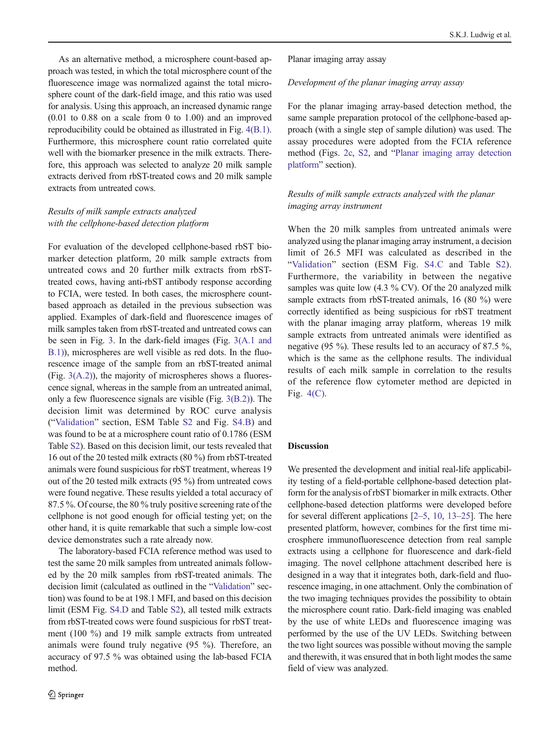As an alternative method, a microsphere count-based approach was tested, in which the total microsphere count of the fluorescence image was normalized against the total microsphere count of the dark-field image, and this ratio was used for analysis. Using this approach, an increased dynamic range (0.01 to 0.88 on a scale from 0 to 1.00) and an improved reproducibility could be obtained as illustrated in Fig. 4(B.1). Furthermore, this microsphere count ratio correlated quite well with the biomarker presence in the milk extracts. Therefore, this approach was selected to analyze 20 milk sample extracts derived from rbST-treated cows and 20 milk sample extracts from untreated cows.

### *Results of milk sample extracts analyzed with the cellphone-based detection platform*

For evaluation of the developed cellphone-based rbST biomarker detection platform, 20 milk sample extracts from untreated cows and 20 further milk extracts from rbST-treated cows, having anti-rbST antibody response according to FCIA, were tested. In both cases, the microsphere count-based approach as detailed in the previous subsection was applied. Examples of dark-field and fluorescence images of milk samples taken from rbST-treated and untreated cows can be seen in Fig. 3. In the dark-field images (Fig. 3(A.1 and B.1)), microspheres are well visible as red dots. In the fluorescence image of the sample from an rbST-treated animal (Fig. 3(A.2)), the majority of microspheres shows a fluorescence signal, whereas in the sample from an untreated animal, only a few fluorescence signals are visible (Fig. 3(B.2)). The decision limit was determined by ROC curve analysis ("Validation" section, ESM Table S2 and Fig. S4.B) and was found to be at a microsphere count ratio of 0.1786 (ESM Table S2). Based on this decision limit, our tests revealed that 16 out of the 20 tested milk extracts (80 %) from rbST-treated animals were found suspicious for rbST treatment, whereas 19 out of the 20 tested milk extracts (95 %) from untreated cows were found negative. These results yielded a total accuracy of 87.5 %. Of course, the 80 % truly positive screening rate of the cellphone is not good enough for official testing yet; on the other hand, it is quite remarkable that such a simple low-cost device demonstrates such a rate already now.

The laboratory-based FCIA reference method was used to test the same 20 milk samples from untreated animals followed by the 20 milk samples from rbST-treated animals. The decision limit (calculated as outlined in the "Validation" section) was found to be at 198.1 MFI, and based on this decision limit (ESM Fig. S4.D and Table S2), all tested milk extracts from rbST-treated cows were found suspicious for rbST treatment (100 %) and 19 milk sample extracts from untreated animals were found truly negative (95 %). Therefore, an accuracy of 97.5 % was obtained using the lab-based FCIA method.

### Planar imaging array assay

### *Development of the planar imaging array assay*

For the planar imaging array-based detection method, the same sample preparation protocol of the cellphone-based approach (with a single step of sample dilution) was used. The assay procedures were adopted from the FCIA reference method (Figs. 2c, S2, and "Planar imaging array detection platform" section).

### *Results of milk sample extracts analyzed with the planar imaging array instrument*

When the 20 milk samples from untreated animals were analyzed using the planar imaging array instrument, a decision limit of 26.5 MFI was calculated as described in the "Validation" section (ESM Fig. S4.C and Table S2). Furthermore, the variability in between the negative samples was quite low (4.3 % CV). Of the 20 analyzed milk sample extracts from rbST-treated animals, 16 (80 %) were correctly identified as being suspicious for rbST treatment with the planar imaging array platform, whereas 19 milk sample extracts from untreated animals were identified as negative (95 %). These results led to an accuracy of 87.5 %, which is the same as the cellphone results. The individual results of each milk sample in correlation to the results of the reference flow cytometer method are depicted in Fig. 4(C).

## Discussion

We presented the development and initial real-life applicability testing of a field-portable cellphone-based detection platform for the analysis of rbST biomarker in milk extracts. Other cellphone-based detection platforms were developed before for several different applications [2–5, 10, 13–25]. The here presented platform, however, combines for the first time microsphere immunofluorescence detection from real sample extracts using a cellphone for fluorescence and dark-field imaging. The novel cellphone attachment described here is designed in a way that it integrates both, dark-field and fluorescence imaging, in one attachment. Only the combination of the two imaging techniques provides the possibility to obtain the microsphere count ratio. Dark-field imaging was enabled by the use of white LEDs and fluorescence imaging was performed by the use of the UV LEDs. Switching between the two light sources was possible without moving the sample and therewith, it was ensured that in both light modes the same field of view was analyzed.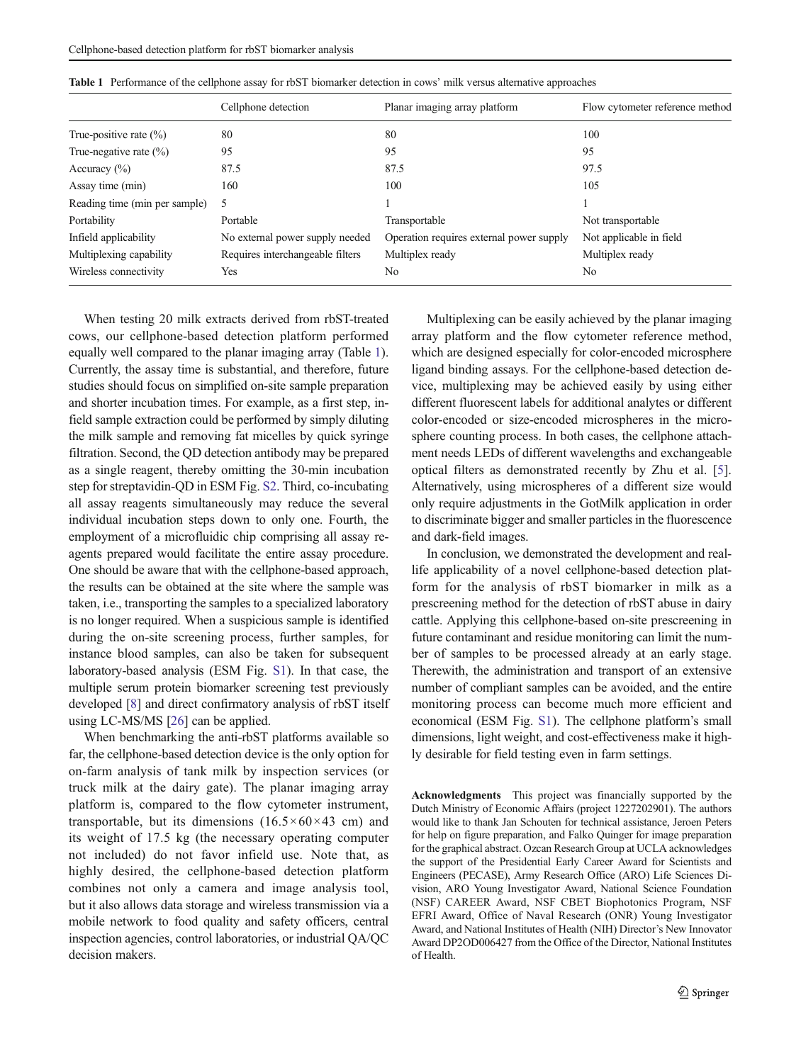Table 1 Performance of the cellphone assay for rbST biomarker detection in cows' milk versus alternative approaches

| | Cellphone detection | Planar imaging array platform | Flow cytometer reference method |
|---|---|---|---|
| True-positive rate (%) | 80 | 80 | 100 |
| True-negative rate (%) | 95 | 95 | 95 |
| Accuracy (%) | 87.5 | 87.5 | 97.5 |
| Assay time (min) | 160 | 100 | 105 |
| Reading time (min per sample) | 5 | 1 | 1 |
| Portability | Portable | Transportable | Not transportable |
| Infield applicability | No external power supply needed | Operation requires external power supply | Not applicable in field |
| Multiplexing capability | Requires interchangeable filters | Multiplex ready | Multiplex ready |
| Wireless connectivity | Yes | No | No |

When testing 20 milk extracts derived from rbST-treated cows, our cellphone-based detection platform performed equally well compared to the planar imaging array (Table 1). Currently, the assay time is substantial, and therefore, future studies should focus on simplified on-site sample preparation and shorter incubation times. For example, as a first step, in-field sample extraction could be performed by simply diluting the milk sample and removing fat micelles by quick syringe filtration. Second, the QD detection antibody may be prepared as a single reagent, thereby omitting the 30-min incubation step for streptavidin-QD in ESM Fig. S2. Third, co-incubating all assay reagents simultaneously may reduce the several individual incubation steps down to only one. Fourth, the employment of a microfluidic chip comprising all assay reagents prepared would facilitate the entire assay procedure. One should be aware that with the cellphone-based approach, the results can be obtained at the site where the sample was taken, i.e., transporting the samples to a specialized laboratory is no longer required. When a suspicious sample is identified during the on-site screening process, further samples, for instance blood samples, can also be taken for subsequent laboratory-based analysis (ESM Fig. S1). In that case, the multiple serum protein biomarker screening test previously developed [8] and direct confirmatory analysis of rbST itself using LC-MS/MS [26] can be applied.

When benchmarking the anti-rbST platforms available so far, the cellphone-based detection device is the only option for on-farm analysis of tank milk by inspection services (or truck milk at the dairy gate). The planar imaging array platform is, compared to the flow cytometer instrument, transportable, but its dimensions ($16.5\times60\times43$ cm) and its weight of 17.5 kg (the necessary operating computer not included) do not favor infield use. Note that, as highly desired, the cellphone-based detection platform combines not only a camera and image analysis tool, but it also allows data storage and wireless transmission via a mobile network to food quality and safety officers, central inspection agencies, control laboratories, or industrial QA/QC decision makers.

Multiplexing can be easily achieved by the planar imaging array platform and the flow cytometer reference method, which are designed especially for color-encoded microsphere ligand binding assays. For the cellphone-based detection device, multiplexing may be achieved easily by using either different fluorescent labels for additional analytes or different color-encoded or size-encoded microspheres in the microsphere counting process. In both cases, the cellphone attachment needs LEDs of different wavelengths and exchangeable optical filters as demonstrated recently by Zhu et al. [5]. Alternatively, using microspheres of a different size would only require adjustments in the GotMilk application in order to discriminate bigger and smaller particles in the fluorescence and dark-field images.

In conclusion, we demonstrated the development and real-life applicability of a novel cellphone-based detection platform for the analysis of rbST biomarker in milk as a prescreening method for the detection of rbST abuse in dairy cattle. Applying this cellphone-based on-site prescreening in future contaminant and residue monitoring can limit the number of samples to be processed already at an early stage. Therewith, the administration and transport of an extensive number of compliant samples can be avoided, and the entire monitoring process can become much more efficient and economical (ESM Fig. S1). The cellphone platform's small dimensions, light weight, and cost-effectiveness make it highly desirable for field testing even in farm settings.

**Acknowledgments** This project was financially supported by the Dutch Ministry of Economic Affairs (project 1227202901). The authors would like to thank Jan Schouten for technical assistance, Jeroen Peters for help on figure preparation, and Falko Quinger for image preparation for the graphical abstract. Ozcan Research Group at UCLA acknowledges the support of the Presidential Early Career Award for Scientists and Engineers (PECASE), Army Research Office (ARO) Life Sciences Division, ARO Young Investigator Award, National Science Foundation (NSF) CAREER Award, NSF CBET Biophotonics Program, NSF EFRI Award, Office of Naval Research (ONR) Young Investigator Award, and National Institutes of Health (NIH) Director's New Innovator Award DP2OD006427 from the Office of the Director, National Institutes of Health.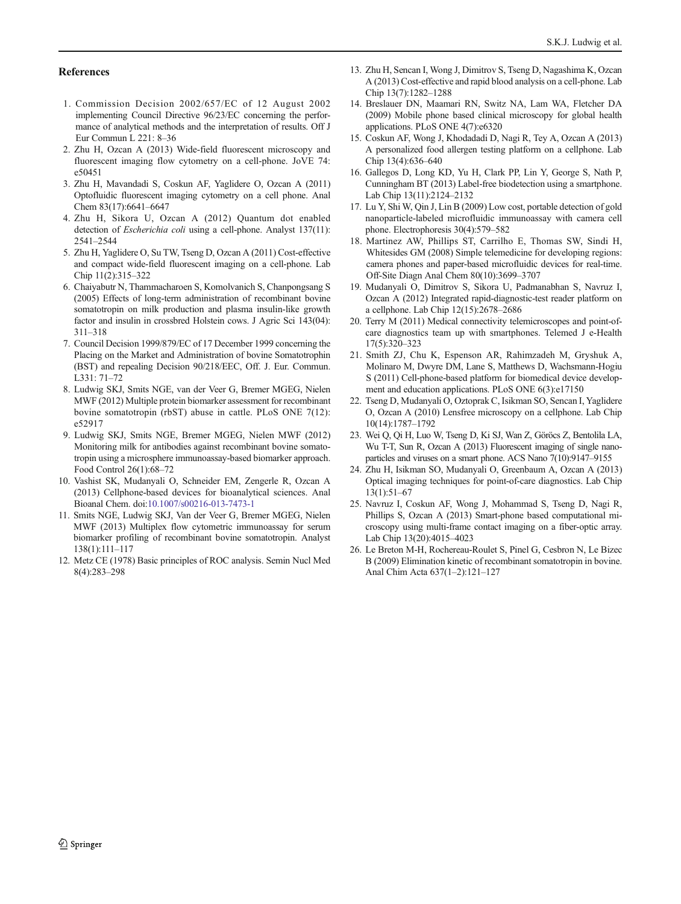## References

1. Commission Decision 2002/657/EC of 12 August 2002 implementing Council Directive 96/23/EC concerning the performance of analytical methods and the interpretation of results. Off J Eur Commun L 221: 8–36
2. Zhu H, Ozcan A (2013) Wide-field fluorescent microscopy and fluorescent imaging flow cytometry on a cell-phone. JoVE 74: e50451
3. Zhu H, Mavandadi S, Coskun AF, Yaglidere O, Ozcan A (2011) Optofluidic fluorescent imaging cytometry on a cell phone. Anal Chem 83(17):6641–6647
4. Zhu H, Sikora U, Ozcan A (2012) Quantum dot enabled detection of *Escherichia coli* using a cell-phone. Analyst 137(11): 2541–2544
5. Zhu H, Yaglidere O, Su TW, Tseng D, Ozcan A (2011) Cost-effective and compact wide-field fluorescent imaging on a cell-phone. Lab Chip 11(2):315–322
6. Chaiyabutr N, Thammacharoen S, Komolvanich S, Chanpongsang S (2005) Effects of long-term administration of recombinant bovine somatotropin on milk production and plasma insulin-like growth factor and insulin in crossbred Holstein cows. J Agric Sci 143(04): 311–318
7. Council Decision 1999/879/EC of 17 December 1999 concerning the Placing on the Market and Administration of bovine Somatotrophin (BST) and repealing Decision 90/218/EEC, Off. J. Eur. Commun. L331: 71–72
8. Ludwig SKJ, Smits NGE, van der Veer G, Bremer MGEG, Nielen MWF (2012) Multiple protein biomarker assessment for recombinant bovine somatotropin (rbST) abuse in cattle. PLoS ONE 7(12): e52917
9. Ludwig SKJ, Smits NGE, Bremer MGEG, Nielen MWF (2012) Monitoring milk for antibodies against recombinant bovine somatotropin using a microsphere immunoassay-based biomarker approach. Food Control 26(1):68–72
10. Vashist SK, Mudanyali O, Schneider EM, Zengerle R, Ozcan A (2013) Cellphone-based devices for bioanalytical sciences. Anal Bioanal Chem. doi:10.1007/s00216-013-7473-1
11. Smits NGE, Ludwig SKJ, Van der Veer G, Bremer MGEG, Nielen MWF (2013) Multiplex flow cytometric immunoassay for serum biomarker profiling of recombinant bovine somatotropin. Analyst 138(1):111–117
12. Metz CE (1978) Basic principles of ROC analysis. Semin Nucl Med 8(4):283–298
13. Zhu H, Sencan I, Wong J, Dimitrov S, Tseng D, Nagashima K, Ozcan A (2013) Cost-effective and rapid blood analysis on a cell-phone. Lab Chip 13(7):1282–1288
14. Breslauer DN, Maamari RN, Switz NA, Lam WA, Fletcher DA (2009) Mobile phone based clinical microscopy for global health applications. PLoS ONE 4(7):e6320
15. Coskun AF, Wong J, Khodadadi D, Nagi R, Tey A, Ozcan A (2013) A personalized food allergen testing platform on a cellphone. Lab Chip 13(4):636–640
16. Gallegos D, Long KD, Yu H, Clark PP, Lin Y, George S, Nath P, Cunningham BT (2013) Label-free biodetection using a smartphone. Lab Chip 13(11):2124–2132
17. Lu Y, Shi W, Qin J, Lin B (2009) Low cost, portable detection of gold nanoparticle-labeled microfluidic immunoassay with camera cell phone. Electrophoresis 30(4):579–582
18. Martinez AW, Phillips ST, Carrilho E, Thomas SW, Sindi H, Whitesides GM (2008) Simple telemedicine for developing regions: camera phones and paper-based microfluidic devices for real-time. Off-Site Diagn Anal Chem 80(10):3699–3707
19. Mudanyali O, Dimitrov S, Sikora U, Padmanabhan S, Navruz I, Ozcan A (2012) Integrated rapid-diagnostic-test reader platform on a cellphone. Lab Chip 12(15):2678–2686
20. Terry M (2011) Medical connectivity telemicroscopes and point-of-care diagnostics team up with smartphones. Telemed J e-Health 17(5):320–323
21. Smith ZJ, Chu K, Espenson AR, Rahimzadeh M, Gryshuk A, Molinaro M, Dwyre DM, Lane S, Matthews D, Wachsmann-Hogiu S (2011) Cell-phone-based platform for biomedical device development and education applications. PLoS ONE 6(3):e17150
22. Tseng D, Mudanyali O, Oztoprak C, Isikman SO, Sencan I, Yaglidere O, Ozcan A (2010) Lensfree microscopy on a cellphone. Lab Chip 10(14):1787–1792
23. Wei Q, Qi H, Luo W, Tseng D, Ki SJ, Wan Z, Göröcs Z, Bentolila LA, Wu T-T, Sun R, Ozcan A (2013) Fluorescent imaging of single nanoparticles and viruses on a smart phone. ACS Nano 7(10):9147–9155
24. Zhu H, Isikman SO, Mudanyali O, Greenbaum A, Ozcan A (2013) Optical imaging techniques for point-of-care diagnostics. Lab Chip 13(1):51–67
25. Navruz I, Coskun AF, Wong J, Mohammad S, Tseng D, Nagi R, Phillips S, Ozcan A (2013) Smart-phone based computational microscopy using multi-frame contact imaging on a fiber-optic array. Lab Chip 13(20):4015–4023
26. Le Breton M-H, Rochereau-Roulet S, Pinel G, Cesbron N, Le Bizec B (2009) Elimination kinetic of recombinant somatotropin in bovine. Anal Chim Acta 637(1–2):121–127